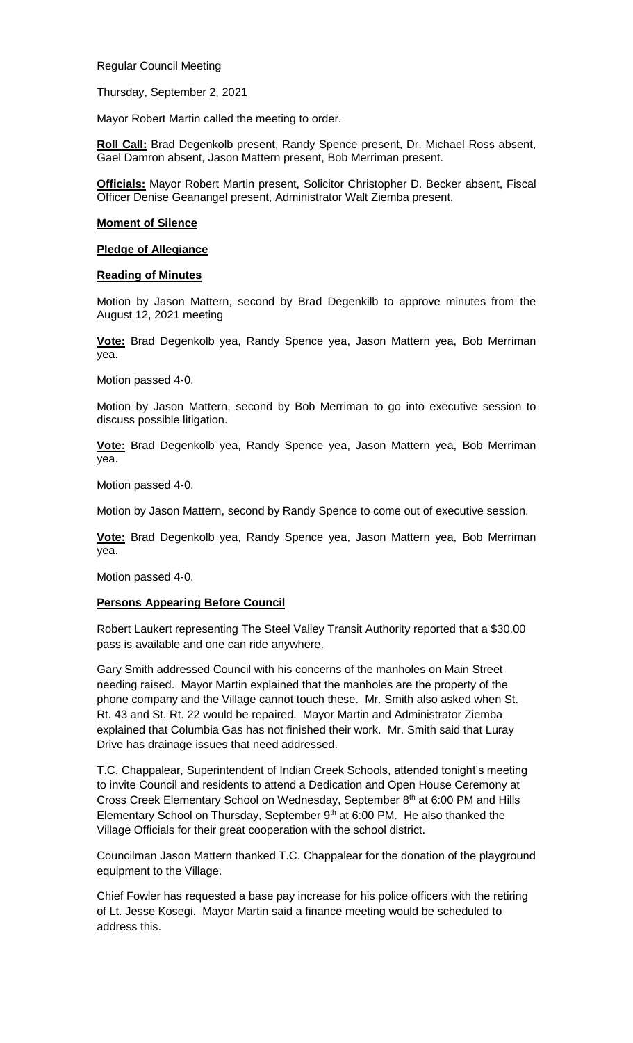Regular Council Meeting

Thursday, September 2, 2021

Mayor Robert Martin called the meeting to order.

**Roll Call:** Brad Degenkolb present, Randy Spence present, Dr. Michael Ross absent, Gael Damron absent, Jason Mattern present, Bob Merriman present.

**Officials:** Mayor Robert Martin present, Solicitor Christopher D. Becker absent, Fiscal Officer Denise Geanangel present, Administrator Walt Ziemba present.

**Moment of Silence**

**Pledge of Allegiance**

**Reading of Minutes**

Motion by Jason Mattern, second by Brad Degenkilb to approve minutes from the August 12, 2021 meeting

**Vote:** Brad Degenkolb yea, Randy Spence yea, Jason Mattern yea, Bob Merriman yea.

Motion passed 4-0.

Motion by Jason Mattern, second by Bob Merriman to go into executive session to discuss possible litigation.

**Vote:** Brad Degenkolb yea, Randy Spence yea, Jason Mattern yea, Bob Merriman yea.

Motion passed 4-0.

Motion by Jason Mattern, second by Randy Spence to come out of executive session.

**Vote:** Brad Degenkolb yea, Randy Spence yea, Jason Mattern yea, Bob Merriman yea.

Motion passed 4-0.

**Persons Appearing Before Council**

Robert Laukert representing The Steel Valley Transit Authority reported that a $30.00 pass is available and one can ride anywhere.

Gary Smith addressed Council with his concerns of the manholes on Main Street needing raised. Mayor Martin explained that the manholes are the property of the phone company and the Village cannot touch these. Mr. Smith also asked when St. Rt. 43 and St. Rt. 22 would be repaired. Mayor Martin and Administrator Ziemba explained that Columbia Gas has not finished their work. Mr. Smith said that Luray Drive has drainage issues that need addressed.

T.C. Chappalear, Superintendent of Indian Creek Schools, attended tonight's meeting to invite Council and residents to attend a Dedication and Open House Ceremony at Cross Creek Elementary School on Wednesday, September 8th at 6:00 PM and Hills Elementary School on Thursday, September 9th at 6:00 PM. He also thanked the Village Officials for their great cooperation with the school district.

Councilman Jason Mattern thanked T.C. Chappalear for the donation of the playground equipment to the Village.

Chief Fowler has requested a base pay increase for his police officers with the retiring of Lt. Jesse Kosegi. Mayor Martin said a finance meeting would be scheduled to address this.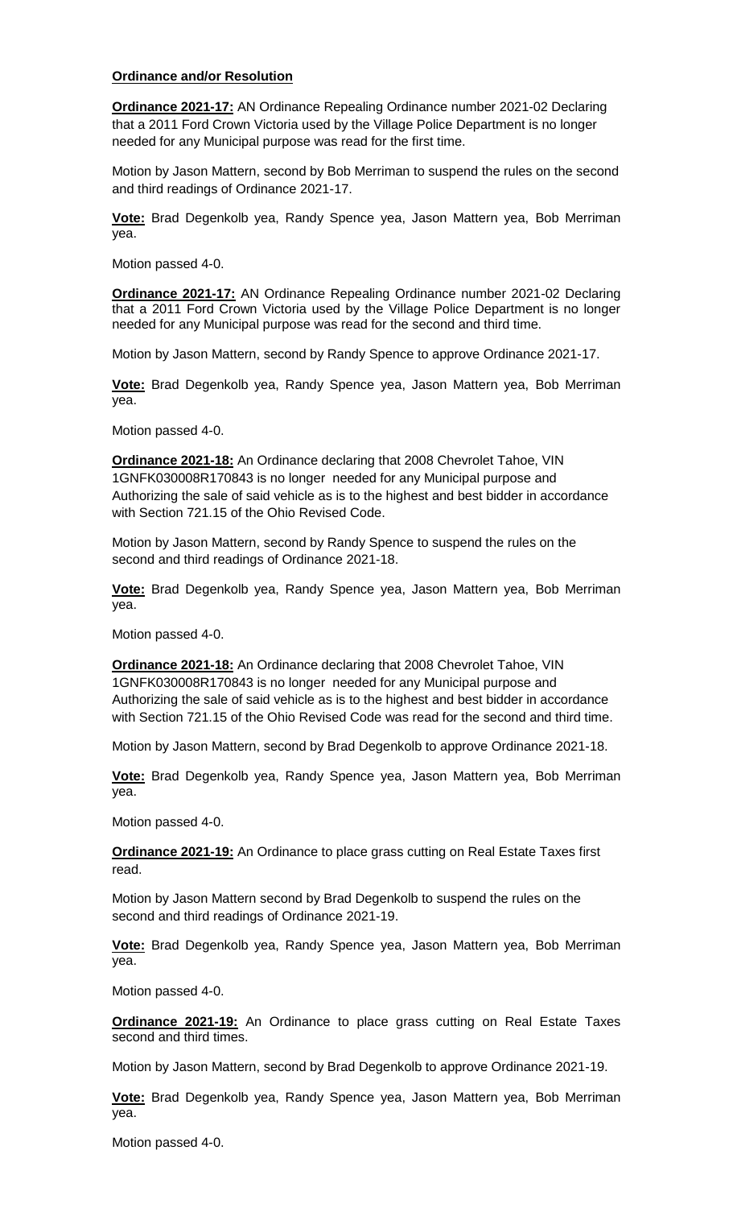**Ordinance and/or Resolution**

**Ordinance 2021-17:** AN Ordinance Repealing Ordinance number 2021-02 Declaring that a 2011 Ford Crown Victoria used by the Village Police Department is no longer needed for any Municipal purpose was read for the first time.

Motion by Jason Mattern, second by Bob Merriman to suspend the rules on the second and third readings of Ordinance 2021-17.

**Vote:** Brad Degenkolb yea, Randy Spence yea, Jason Mattern yea, Bob Merriman yea.

Motion passed 4-0.

**Ordinance 2021-17:** AN Ordinance Repealing Ordinance number 2021-02 Declaring that a 2011 Ford Crown Victoria used by the Village Police Department is no longer needed for any Municipal purpose was read for the second and third time.

Motion by Jason Mattern, second by Randy Spence to approve Ordinance 2021-17.

**Vote:** Brad Degenkolb yea, Randy Spence yea, Jason Mattern yea, Bob Merriman yea.

Motion passed 4-0.

**Ordinance 2021-18:** An Ordinance declaring that 2008 Chevrolet Tahoe, VIN 1GNFK030008R170843 is no longer needed for any Municipal purpose and Authorizing the sale of said vehicle as is to the highest and best bidder in accordance with Section 721.15 of the Ohio Revised Code.

Motion by Jason Mattern, second by Randy Spence to suspend the rules on the second and third readings of Ordinance 2021-18.

**Vote:** Brad Degenkolb yea, Randy Spence yea, Jason Mattern yea, Bob Merriman yea.

Motion passed 4-0.

**Ordinance 2021-18:** An Ordinance declaring that 2008 Chevrolet Tahoe, VIN 1GNFK030008R170843 is no longer needed for any Municipal purpose and Authorizing the sale of said vehicle as is to the highest and best bidder in accordance with Section 721.15 of the Ohio Revised Code was read for the second and third time.

Motion by Jason Mattern, second by Brad Degenkolb to approve Ordinance 2021-18.

**Vote:** Brad Degenkolb yea, Randy Spence yea, Jason Mattern yea, Bob Merriman yea.

Motion passed 4-0.

**Ordinance 2021-19:** An Ordinance to place grass cutting on Real Estate Taxes first read.

Motion by Jason Mattern second by Brad Degenkolb to suspend the rules on the second and third readings of Ordinance 2021-19.

**Vote:** Brad Degenkolb yea, Randy Spence yea, Jason Mattern yea, Bob Merriman yea.

Motion passed 4-0.

**Ordinance 2021-19:** An Ordinance to place grass cutting on Real Estate Taxes second and third times.

Motion by Jason Mattern, second by Brad Degenkolb to approve Ordinance 2021-19.

**Vote:** Brad Degenkolb yea, Randy Spence yea, Jason Mattern yea, Bob Merriman yea.

Motion passed 4-0.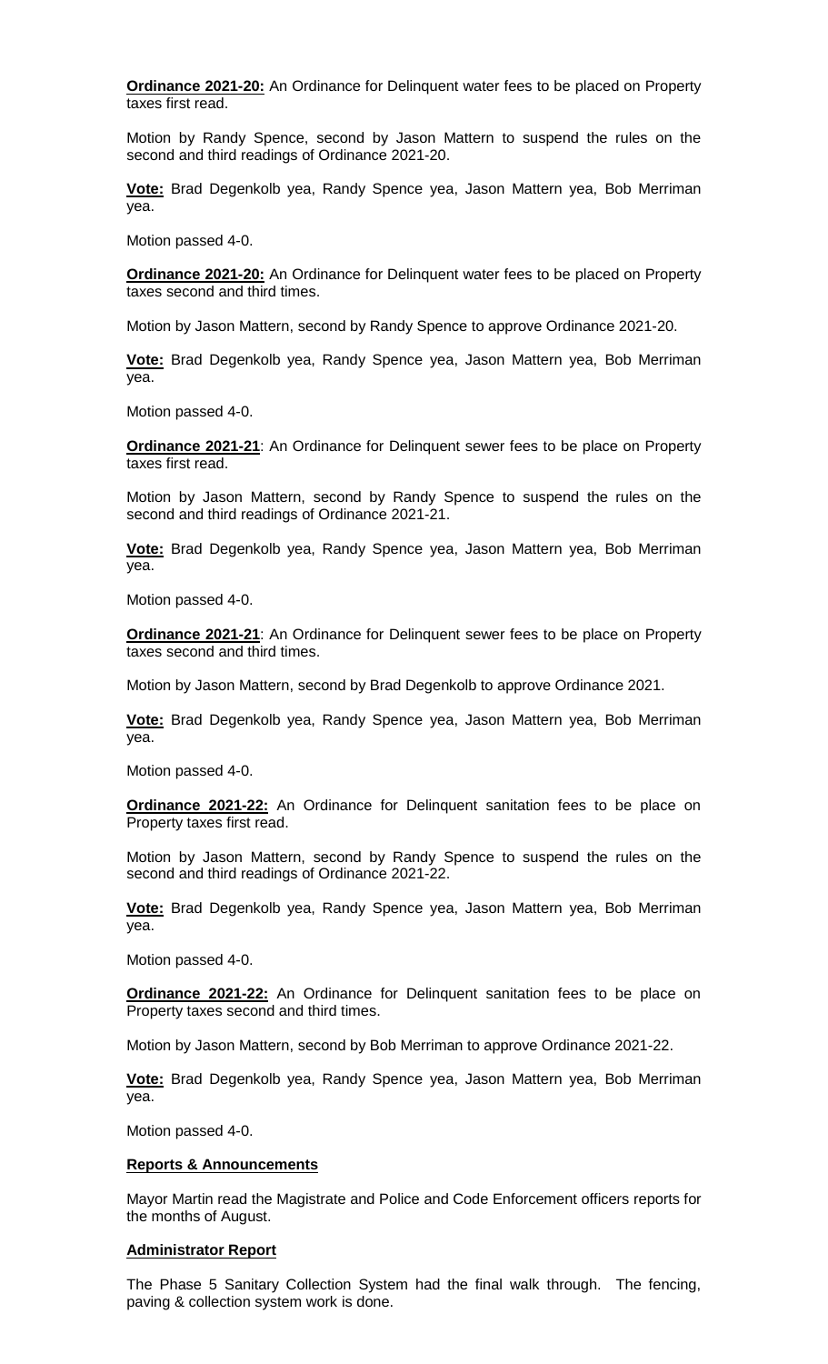**Ordinance 2021-20:** An Ordinance for Delinquent water fees to be placed on Property taxes first read.

Motion by Randy Spence, second by Jason Mattern to suspend the rules on the second and third readings of Ordinance 2021-20.

**Vote:** Brad Degenkolb yea, Randy Spence yea, Jason Mattern yea, Bob Merriman yea.

Motion passed 4-0.

**Ordinance 2021-20:** An Ordinance for Delinquent water fees to be placed on Property taxes second and third times.

Motion by Jason Mattern, second by Randy Spence to approve Ordinance 2021-20.

**Vote:** Brad Degenkolb yea, Randy Spence yea, Jason Mattern yea, Bob Merriman yea.

Motion passed 4-0.

**Ordinance 2021-21**: An Ordinance for Delinquent sewer fees to be place on Property taxes first read.

Motion by Jason Mattern, second by Randy Spence to suspend the rules on the second and third readings of Ordinance 2021-21.

**Vote:** Brad Degenkolb yea, Randy Spence yea, Jason Mattern yea, Bob Merriman yea.

Motion passed 4-0.

**Ordinance 2021-21**: An Ordinance for Delinquent sewer fees to be place on Property taxes second and third times.

Motion by Jason Mattern, second by Brad Degenkolb to approve Ordinance 2021.

**Vote:** Brad Degenkolb yea, Randy Spence yea, Jason Mattern yea, Bob Merriman yea.

Motion passed 4-0.

**Ordinance 2021-22:** An Ordinance for Delinquent sanitation fees to be place on Property taxes first read.

Motion by Jason Mattern, second by Randy Spence to suspend the rules on the second and third readings of Ordinance 2021-22.

**Vote:** Brad Degenkolb yea, Randy Spence yea, Jason Mattern yea, Bob Merriman yea.

Motion passed 4-0.

**Ordinance 2021-22:** An Ordinance for Delinquent sanitation fees to be place on Property taxes second and third times.

Motion by Jason Mattern, second by Bob Merriman to approve Ordinance 2021-22.

**Vote:** Brad Degenkolb yea, Randy Spence yea, Jason Mattern yea, Bob Merriman yea.

Motion passed 4-0.

**Reports & Announcements**

Mayor Martin read the Magistrate and Police and Code Enforcement officers reports for the months of August.

**Administrator Report**

The Phase 5 Sanitary Collection System had the final walk through. The fencing, paving & collection system work is done.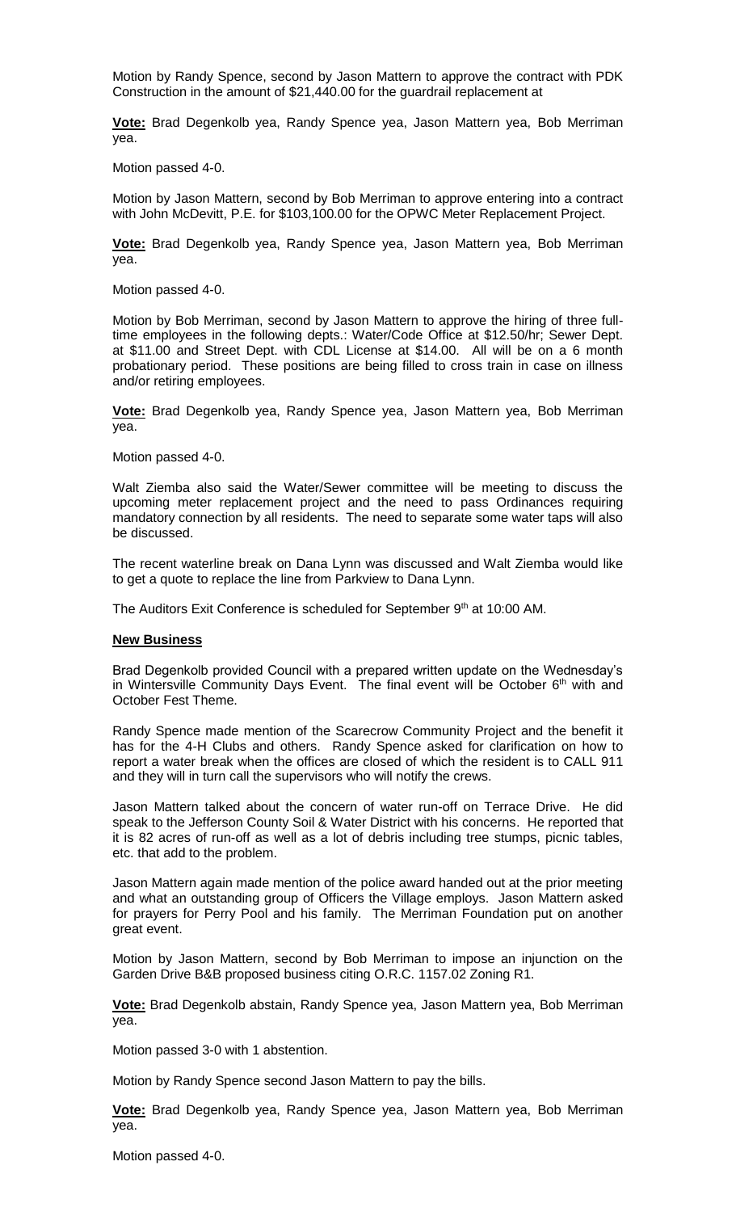Motion by Randy Spence, second by Jason Mattern to approve the contract with PDK Construction in the amount of $21,440.00 for the guardrail replacement at

**Vote:** Brad Degenkolb yea, Randy Spence yea, Jason Mattern yea, Bob Merriman yea.

Motion passed 4-0.

Motion by Jason Mattern, second by Bob Merriman to approve entering into a contract with John McDevitt, P.E. for $103,100.00 for the OPWC Meter Replacement Project.

**Vote:** Brad Degenkolb yea, Randy Spence yea, Jason Mattern yea, Bob Merriman yea.

Motion passed 4-0.

Motion by Bob Merriman, second by Jason Mattern to approve the hiring of three full-time employees in the following depts.: Water/Code Office at $12.50/hr; Sewer Dept. at $11.00 and Street Dept. with CDL License at $14.00. All will be on a 6 month probationary period. These positions are being filled to cross train in case on illness and/or retiring employees.

**Vote:** Brad Degenkolb yea, Randy Spence yea, Jason Mattern yea, Bob Merriman yea.

Motion passed 4-0.

Walt Ziemba also said the Water/Sewer committee will be meeting to discuss the upcoming meter replacement project and the need to pass Ordinances requiring mandatory connection by all residents. The need to separate some water taps will also be discussed.

The recent waterline break on Dana Lynn was discussed and Walt Ziemba would like to get a quote to replace the line from Parkview to Dana Lynn.

The Auditors Exit Conference is scheduled for September 9th at 10:00 AM.

## New Business

Brad Degenkolb provided Council with a prepared written update on the Wednesday's in Wintersville Community Days Event. The final event will be October 6th with and October Fest Theme.

Randy Spence made mention of the Scarecrow Community Project and the benefit it has for the 4-H Clubs and others. Randy Spence asked for clarification on how to report a water break when the offices are closed of which the resident is to CALL 911 and they will in turn call the supervisors who will notify the crews.

Jason Mattern talked about the concern of water run-off on Terrace Drive. He did speak to the Jefferson County Soil & Water District with his concerns. He reported that it is 82 acres of run-off as well as a lot of debris including tree stumps, picnic tables, etc. that add to the problem.

Jason Mattern again made mention of the police award handed out at the prior meeting and what an outstanding group of Officers the Village employs. Jason Mattern asked for prayers for Perry Pool and his family. The Merriman Foundation put on another great event.

Motion by Jason Mattern, second by Bob Merriman to impose an injunction on the Garden Drive B&B proposed business citing O.R.C. 1157.02 Zoning R1.

**Vote:** Brad Degenkolb abstain, Randy Spence yea, Jason Mattern yea, Bob Merriman yea.

Motion passed 3-0 with 1 abstention.

Motion by Randy Spence second Jason Mattern to pay the bills.

**Vote:** Brad Degenkolb yea, Randy Spence yea, Jason Mattern yea, Bob Merriman yea.

Motion passed 4-0.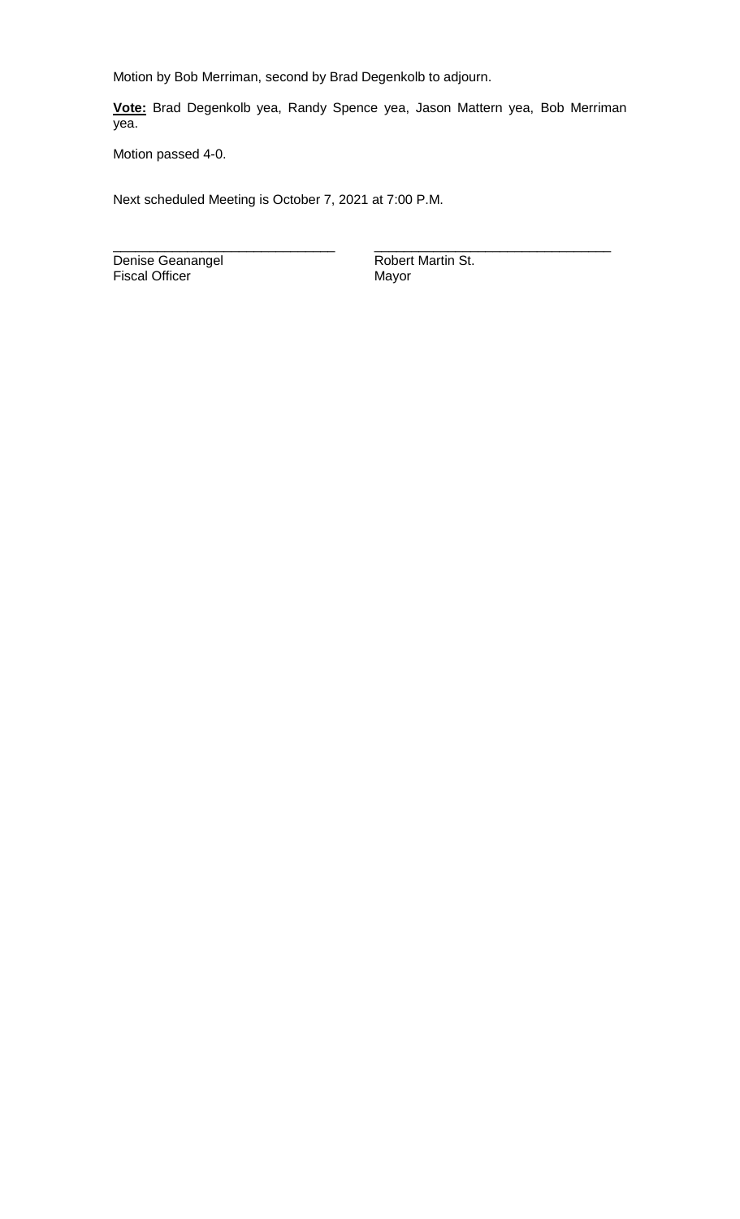Motion by Bob Merriman, second by Brad Degenkolb to adjourn.

**Vote:** Brad Degenkolb yea, Randy Spence yea, Jason Mattern yea, Bob Merriman yea.

Motion passed 4-0.

Next scheduled Meeting is October 7, 2021 at 7:00 P.M.

| | |
|---|---|
| ______________________________ | ________________________________ |
| Denise Geanangel | Robert Martin St. |
| Fiscal Officer | Mayor |